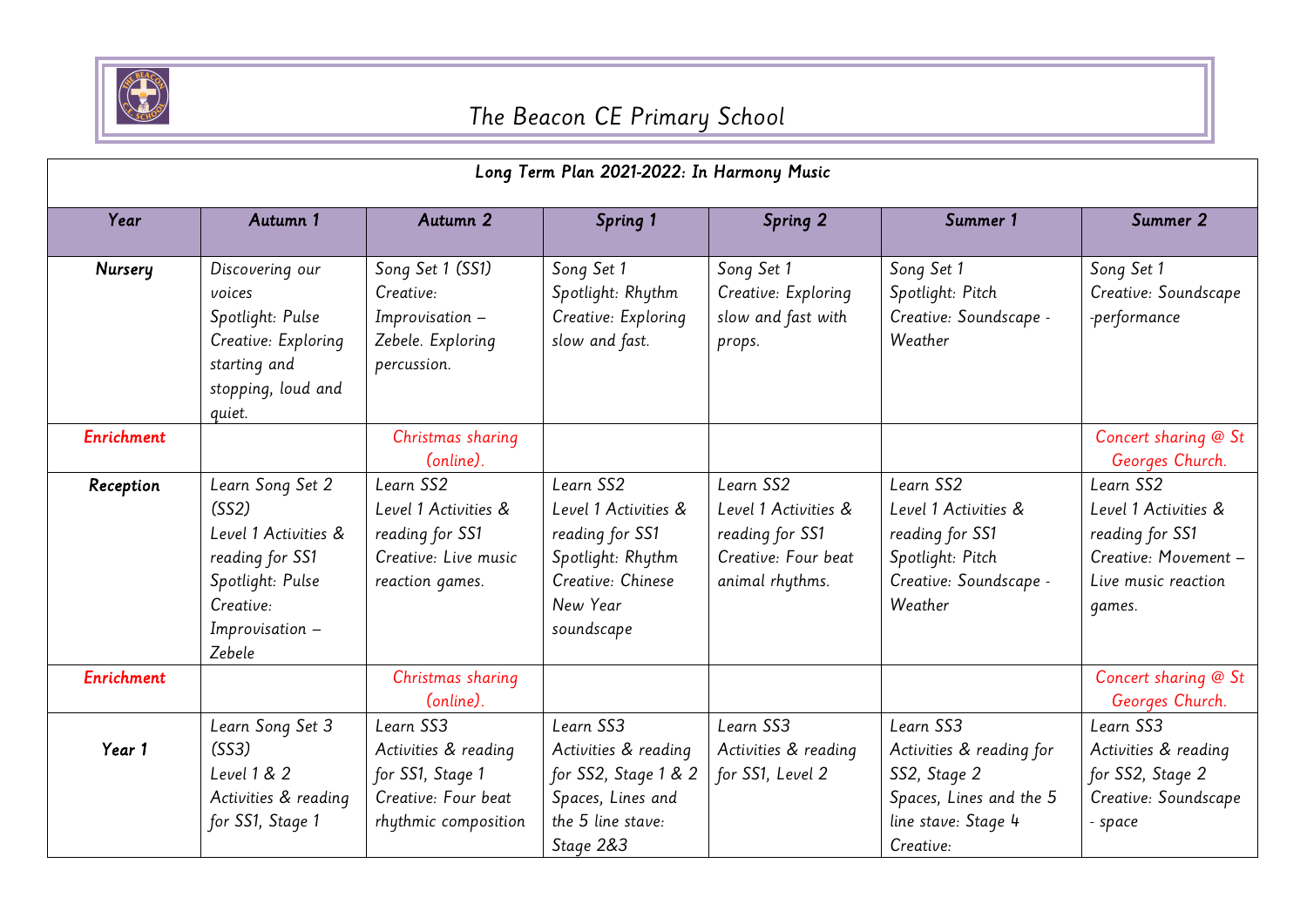# The Beacon CE Primary School

| Long Term Plan 2021-2022: In Harmony Music | | | | | | |
|---|---|---|---|---|---|---|
| **Year** | **Autumn 1** | **Autumn 2** | **Spring 1** | **Spring 2** | **Summer 1** | **Summer 2** |
| **Nursery** | Discovering our voices<br>Spotlight: Pulse<br>Creative: Exploring starting and stopping, loud and quiet. | Song Set 1 (SS1)<br>Creative: Improvisation – Zebele. Exploring percussion. | Song Set 1<br>Spotlight: Rhythm<br>Creative: Exploring slow and fast. | Song Set 1<br>Creative: Exploring slow and fast with props. | Song Set 1<br>Spotlight: Pitch<br>Creative: Soundscape - Weather | Song Set 1<br>Creative: Soundscape -performance |
| **Enrichment** | | Christmas sharing (online). | | | | Concert sharing @ St Georges Church. |
| **Reception** | Learn Song Set 2 (SS2)<br>Level 1 Activities & reading for SS1<br>Spotlight: Pulse<br>Creative: Improvisation – Zebele | Learn SS2<br>Level 1 Activities & reading for SS1<br>Creative: Live music reaction games. | Learn SS2<br>Level 1 Activities & reading for SS1<br>Spotlight: Rhythm<br>Creative: Chinese New Year soundscape | Learn SS2<br>Level 1 Activities & reading for SS1<br>Creative: Four beat animal rhythms. | Learn SS2<br>Level 1 Activities & reading for SS1<br>Spotlight: Pitch<br>Creative: Soundscape - Weather | Learn SS2<br>Level 1 Activities & reading for SS1<br>Creative: Movement – Live music reaction games. |
| **Enrichment** | | Christmas sharing (online). | | | | Concert sharing @ St Georges Church. |
| **Year 1** | Learn Song Set 3 (SS3)<br>Level 1 & 2<br>Activities & reading for SS1, Stage 1 | Learn SS3<br>Activities & reading for SS1, Stage 1<br>Creative: Four beat rhythmic composition | Learn SS3<br>Activities & reading for SS2, Stage 1 & 2<br>Spaces, Lines and the 5 line stave: Stage 2&3 | Learn SS3<br>Activities & reading for SS1, Level 2 | Learn SS3<br>Activities & reading for SS2, Stage 2<br>Spaces, Lines and the 5 line stave: Stage 4<br>Creative: | Learn SS3<br>Activities & reading for SS2, Stage 2<br>Creative: Soundscape - space |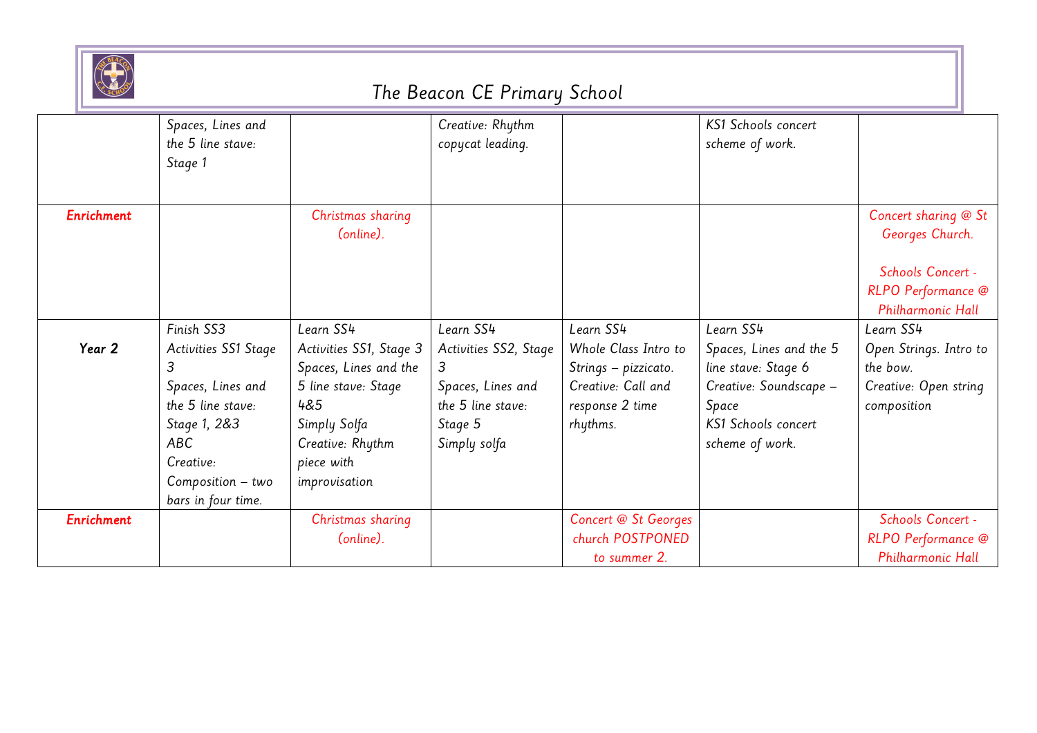# The Beacon CE Primary School

| | | | | | | |
|---|---|---|---|---|---|---|
| | Spaces, Lines and the 5 line stave: Stage 1 | | Creative: Rhythm copycat leading. | | KS1 Schools concert scheme of work. | |
| **Enrichment** | | Christmas sharing (online). | | | | Concert sharing @ St Georges Church. Schools Concert - RLPO Performance @ Philharmonic Hall |
| **Year 2** | Finish SS3 Activities SS1 Stage 3 Spaces, Lines and the 5 line stave: Stage 1, 2&3 ABC Creative: Composition – two bars in four time. | Learn SS4 Activities SS1, Stage 3 Spaces, Lines and the 5 line stave: Stage 4&5 Simply Solfa Creative: Rhythm piece with improvisation | Learn SS4 Activities SS2, Stage 3 Spaces, Lines and the 5 line stave: Stage 5 Simply solfa | Learn SS4 Whole Class Intro to Strings – pizzicato. Creative: Call and response 2 time rhythms. | Learn SS4 Spaces, Lines and the 5 line stave: Stage 6 Creative: Soundscape – Space KS1 Schools concert scheme of work. | Learn SS4 Open Strings. Intro to the bow. Creative: Open string composition |
| **Enrichment** | | Christmas sharing (online). | | Concert @ St Georges church POSTPONED to summer 2. | | Schools Concert - RLPO Performance @ Philharmonic Hall |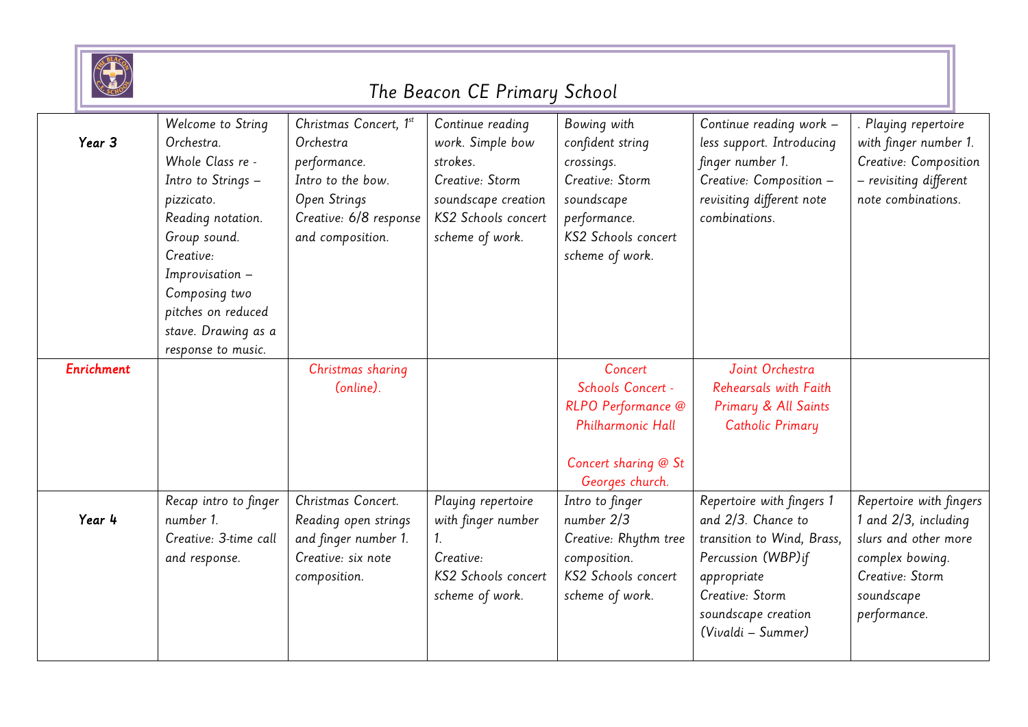# The Beacon CE Primary School

| | | | | | | |
|---|---|---|---|---|---|---|
| **Year 3** | Welcome to String Orchestra. Whole Class re - Intro to Strings – pizzicato. Reading notation. Group sound. Creative: Improvisation – Composing two pitches on reduced stave. Drawing as a response to music. | Christmas Concert, 1st Orchestra performance. Intro to the bow. Open Strings Creative: 6/8 response and composition. | Continue reading work. Simple bow strokes. Creative: Storm soundscape creation KS2 Schools concert scheme of work. | Bowing with confident string crossings. Creative: Storm soundscape performance. KS2 Schools concert scheme of work. | Continue reading work – less support. Introducing finger number 1. Creative: Composition – revisiting different note combinations. | . Playing repertoire with finger number 1. Creative: Composition – revisiting different note combinations. |
| **Enrichment** | | Christmas sharing (online). | | Concert Schools Concert - RLPO Performance @ Philharmonic Hall<br><br>Concert sharing @ St Georges church. | Joint Orchestra Rehearsals with Faith Primary & All Saints Catholic Primary | |
| **Year 4** | Recap intro to finger number 1. Creative: 3-time call and response. | Christmas Concert. Reading open strings and finger number 1. Creative: six note composition. | Playing repertoire with finger number 1. Creative: KS2 Schools concert scheme of work. | Intro to finger number 2/3 Creative: Rhythm tree composition. KS2 Schools concert scheme of work. | Repertoire with fingers 1 and 2/3. Chance to transition to Wind, Brass, Percussion (WBP)if appropriate Creative: Storm soundscape creation (Vivaldi – Summer) | Repertoire with fingers 1 and 2/3, including slurs and other more complex bowing. Creative: Storm soundscape performance. |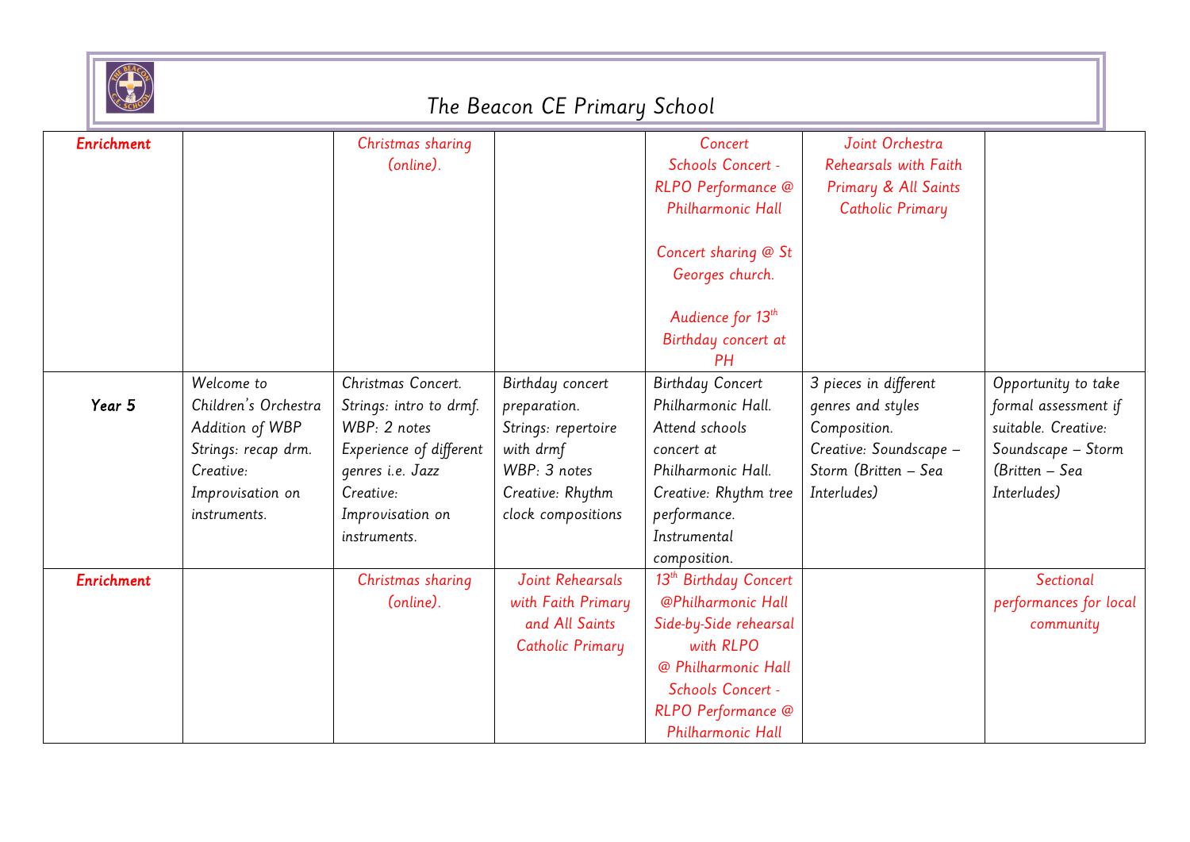# The Beacon CE Primary School

| | | | | | | | |
|---|---|---|---|---|---|---|---|
| **Enrichment** | | Christmas sharing (online). | | Concert Schools Concert - RLPO Performance @ Philharmonic Hall<br><br>Concert sharing @ St Georges church.<br><br>Audience for 13th Birthday concert at PH | Joint Orchestra Rehearsals with Faith Primary & All Saints Catholic Primary | |
| **Year 5** | Welcome to Children's Orchestra Addition of WBP Strings: recap drm. Creative: Improvisation on instruments. | Christmas Concert. Strings: intro to drmf. WBP: 2 notes Experience of different genres i.e. Jazz Creative: Improvisation on instruments. | Birthday concert preparation. Strings: repertoire with drmf WBP: 3 notes Creative: Rhythm clock compositions | Birthday Concert Philharmonic Hall. Attend schools concert at Philharmonic Hall. Creative: Rhythm tree performance. Instrumental composition. | 3 pieces in different genres and styles Composition. Creative: Soundscape – Storm (Britten – Sea Interludes) | Opportunity to take formal assessment if suitable. Creative: Soundscape – Storm (Britten – Sea Interludes) |
| **Enrichment** | | Christmas sharing (online). | Joint Rehearsals with Faith Primary and All Saints Catholic Primary | 13th Birthday Concert @Philharmonic Hall Side-by-Side rehearsal with RLPO @ Philharmonic Hall Schools Concert - RLPO Performance @ Philharmonic Hall | | Sectional performances for local community |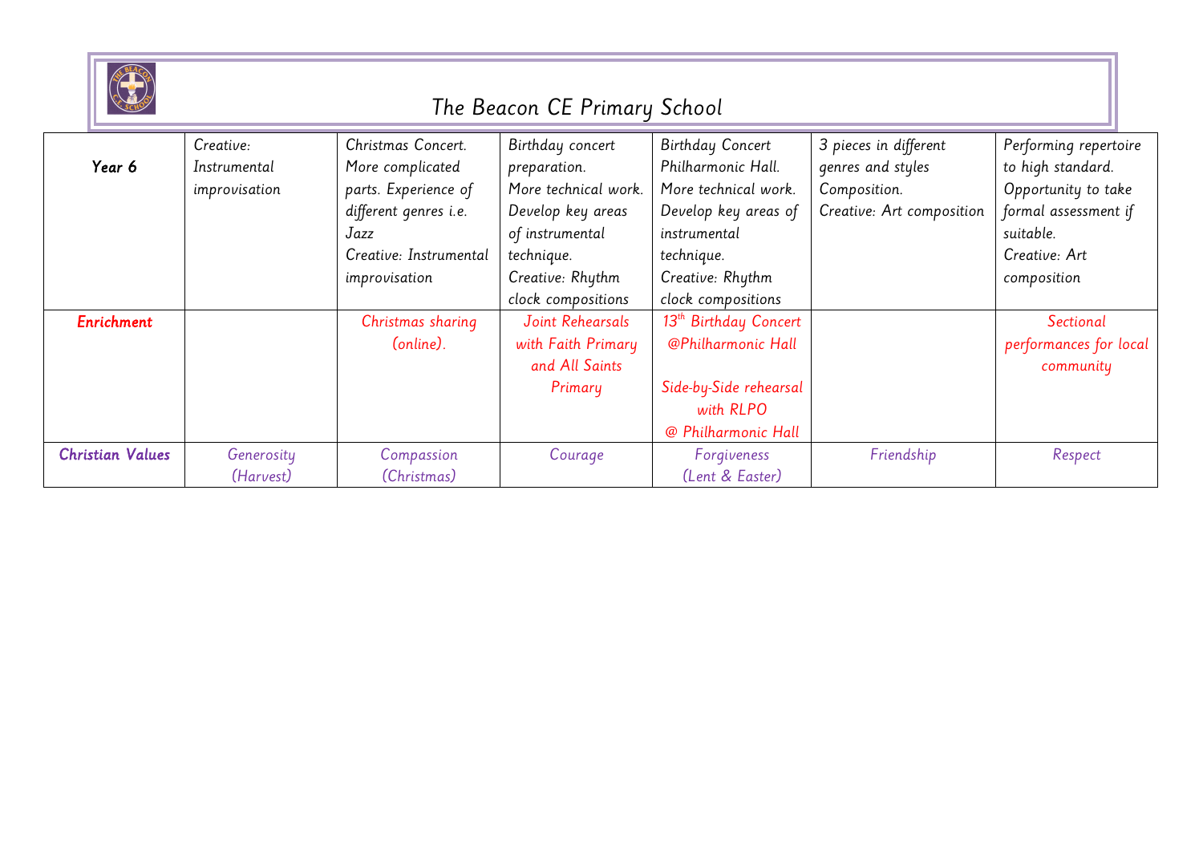# The Beacon CE Primary School

| | | | | | | |
|---|---|---|---|---|---|---|
| **Year 6** | Creative: Instrumental improvisation | Christmas Concert. More complicated parts. Experience of different genres i.e. Jazz Creative: Instrumental improvisation | Birthday concert preparation. More technical work. Develop key areas of instrumental technique. Creative: Rhythm clock compositions | Birthday Concert Philharmonic Hall. More technical work. Develop key areas of instrumental technique. Creative: Rhythm clock compositions | 3 pieces in different genres and styles Composition. Creative: Art composition | Performing repertoire to high standard. Opportunity to take formal assessment if suitable. Creative: Art composition |
| **Enrichment** | | Christmas sharing (online). | Joint Rehearsals with Faith Primary and All Saints Primary | 13th Birthday Concert @Philharmonic Hall<br><br>Side-by-Side rehearsal with RLPO @ Philharmonic Hall | | Sectional performances for local community |
| **Christian Values** | Generosity (Harvest) | Compassion (Christmas) | Courage | Forgiveness (Lent & Easter) | Friendship | Respect |